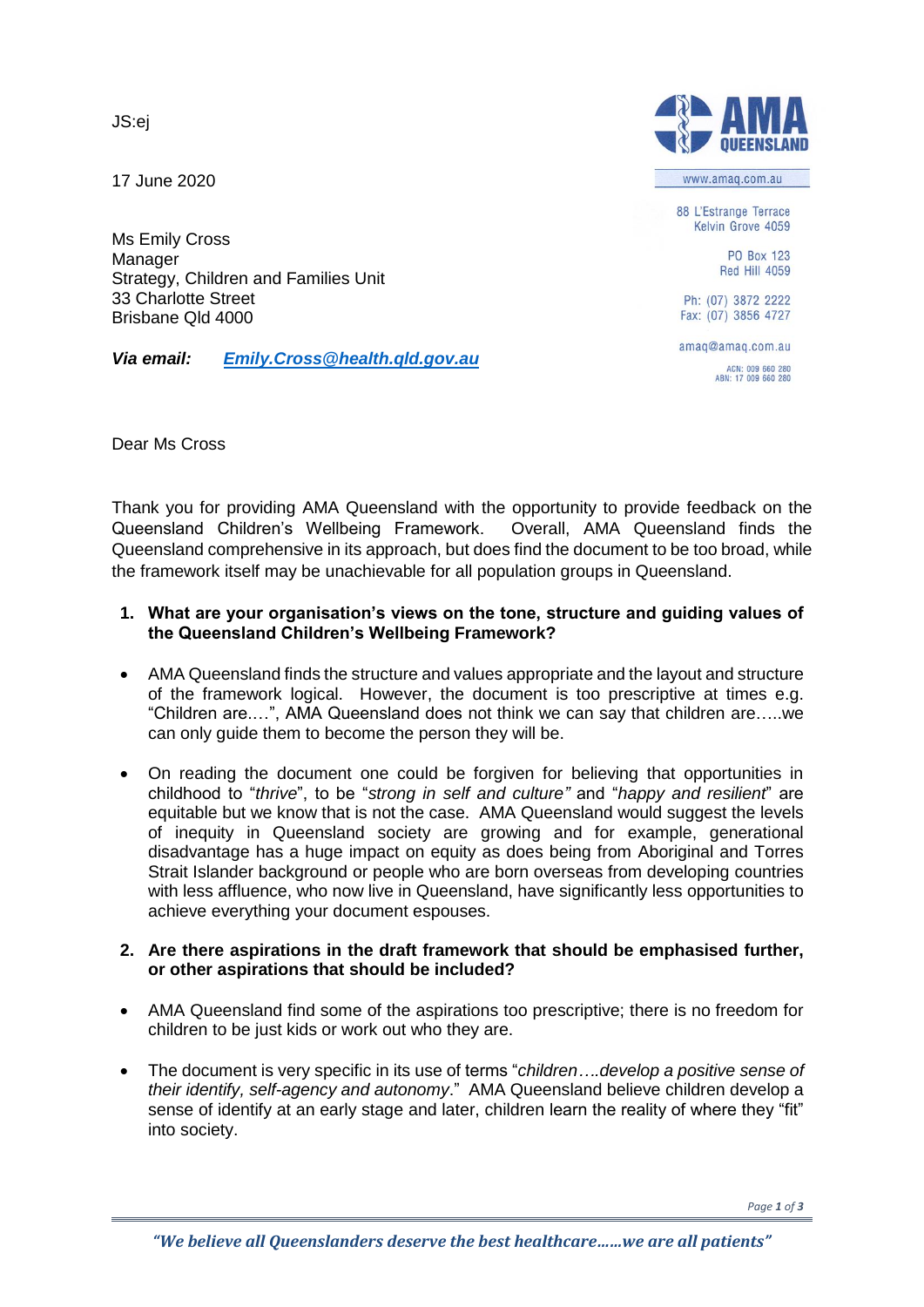JS:ej

AMA QUEENSLAND

www.amaq.com.au

88 L'Estrange Terrace
Kelvin Grove 4059

PO Box 123
Red Hill 4059

Ph: (07) 3872 2222
Fax: (07) 3856 4727

amaq@amaq.com.au

ACN: 009 660 280
ABN: 17 009 660 280

17 June 2020

Ms Emily Cross
Manager
Strategy, Children and Families Unit
33 Charlotte Street
Brisbane Qld 4000

***Via email:*** ***Emily.Cross@health.qld.gov.au***

Dear Ms Cross

Thank you for providing AMA Queensland with the opportunity to provide feedback on the Queensland Children's Wellbeing Framework. Overall, AMA Queensland finds the Queensland comprehensive in its approach, but does find the document to be too broad, while the framework itself may be unachievable for all population groups in Queensland.

**1. What are your organisation's views on the tone, structure and guiding values of the Queensland Children's Wellbeing Framework?**

- AMA Queensland finds the structure and values appropriate and the layout and structure of the framework logical. However, the document is too prescriptive at times e.g. "Children are.…", AMA Queensland does not think we can say that children are…..we can only guide them to become the person they will be.

- On reading the document one could be forgiven for believing that opportunities in childhood to "*thrive*", to be "*strong in self and culture"* and "*happy and resilient*" are equitable but we know that is not the case. AMA Queensland would suggest the levels of inequity in Queensland society are growing and for example, generational disadvantage has a huge impact on equity as does being from Aboriginal and Torres Strait Islander background or people who are born overseas from developing countries with less affluence, who now live in Queensland, have significantly less opportunities to achieve everything your document espouses.

**2. Are there aspirations in the draft framework that should be emphasised further, or other aspirations that should be included?**

- AMA Queensland find some of the aspirations too prescriptive; there is no freedom for children to be just kids or work out who they are.

- The document is very specific in its use of terms "*children….develop a positive sense of their identify, self-agency and autonomy*." AMA Queensland believe children develop a sense of identify at an early stage and later, children learn the reality of where they "fit" into society.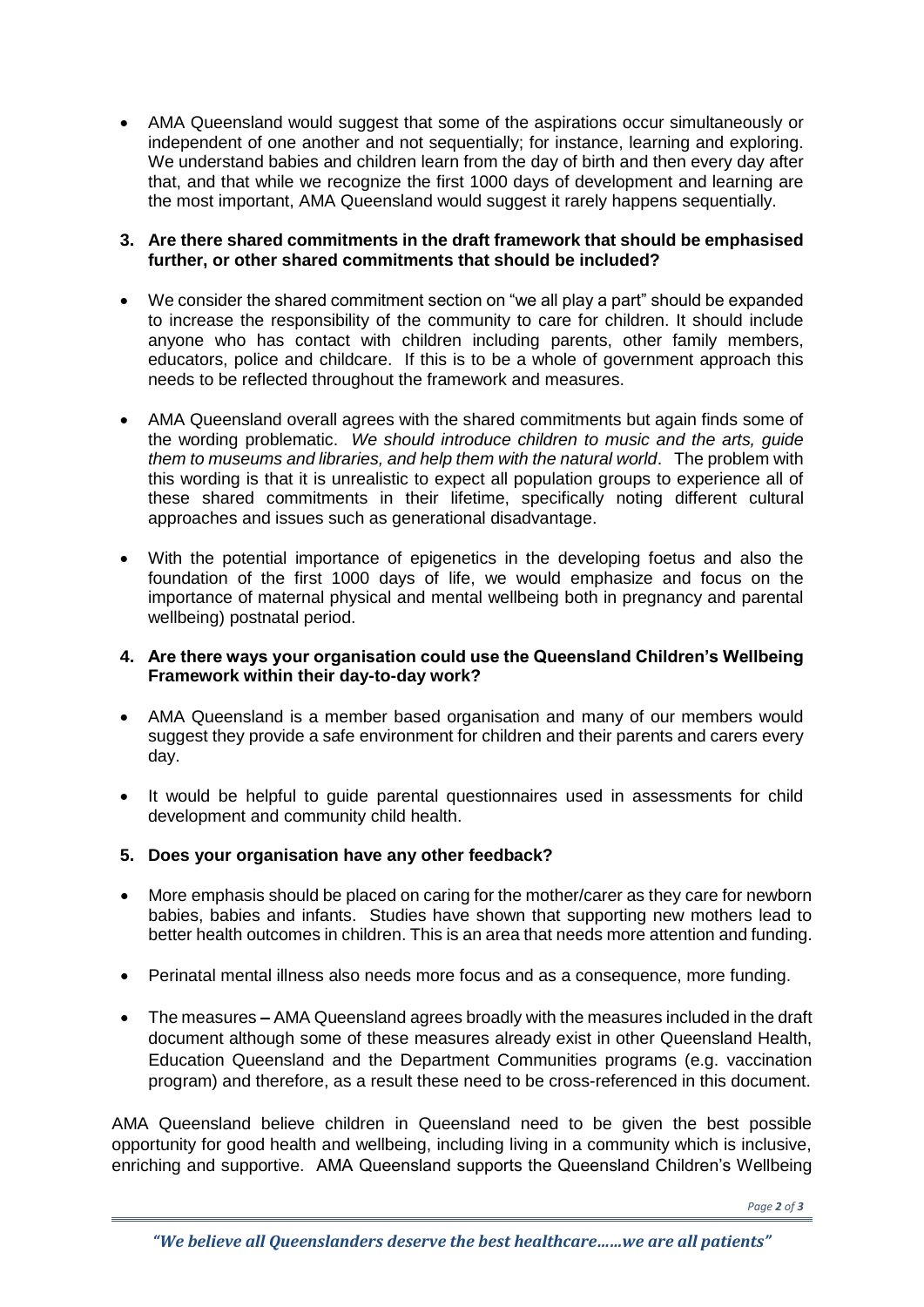- AMA Queensland would suggest that some of the aspirations occur simultaneously or independent of one another and not sequentially; for instance, learning and exploring. We understand babies and children learn from the day of birth and then every day after that, and that while we recognize the first 1000 days of development and learning are the most important, AMA Queensland would suggest it rarely happens sequentially.

**3. Are there shared commitments in the draft framework that should be emphasised further, or other shared commitments that should be included?**

- We consider the shared commitment section on "we all play a part" should be expanded to increase the responsibility of the community to care for children. It should include anyone who has contact with children including parents, other family members, educators, police and childcare. If this is to be a whole of government approach this needs to be reflected throughout the framework and measures.
- AMA Queensland overall agrees with the shared commitments but again finds some of the wording problematic. *We should introduce children to music and the arts, guide them to museums and libraries, and help them with the natural world*. The problem with this wording is that it is unrealistic to expect all population groups to experience all of these shared commitments in their lifetime, specifically noting different cultural approaches and issues such as generational disadvantage.
- With the potential importance of epigenetics in the developing foetus and also the foundation of the first 1000 days of life, we would emphasize and focus on the importance of maternal physical and mental wellbeing both in pregnancy and parental wellbeing) postnatal period.

**4. Are there ways your organisation could use the Queensland Children's Wellbeing Framework within their day-to-day work?**

- AMA Queensland is a member based organisation and many of our members would suggest they provide a safe environment for children and their parents and carers every day.
- It would be helpful to guide parental questionnaires used in assessments for child development and community child health.

**5. Does your organisation have any other feedback?**

- More emphasis should be placed on caring for the mother/carer as they care for newborn babies, babies and infants. Studies have shown that supporting new mothers lead to better health outcomes in children. This is an area that needs more attention and funding.
- Perinatal mental illness also needs more focus and as a consequence, more funding.
- The measures **–** AMA Queensland agrees broadly with the measures included in the draft document although some of these measures already exist in other Queensland Health, Education Queensland and the Department Communities programs (e.g. vaccination program) and therefore, as a result these need to be cross-referenced in this document.

AMA Queensland believe children in Queensland need to be given the best possible opportunity for good health and wellbeing, including living in a community which is inclusive, enriching and supportive. AMA Queensland supports the Queensland Children's Wellbeing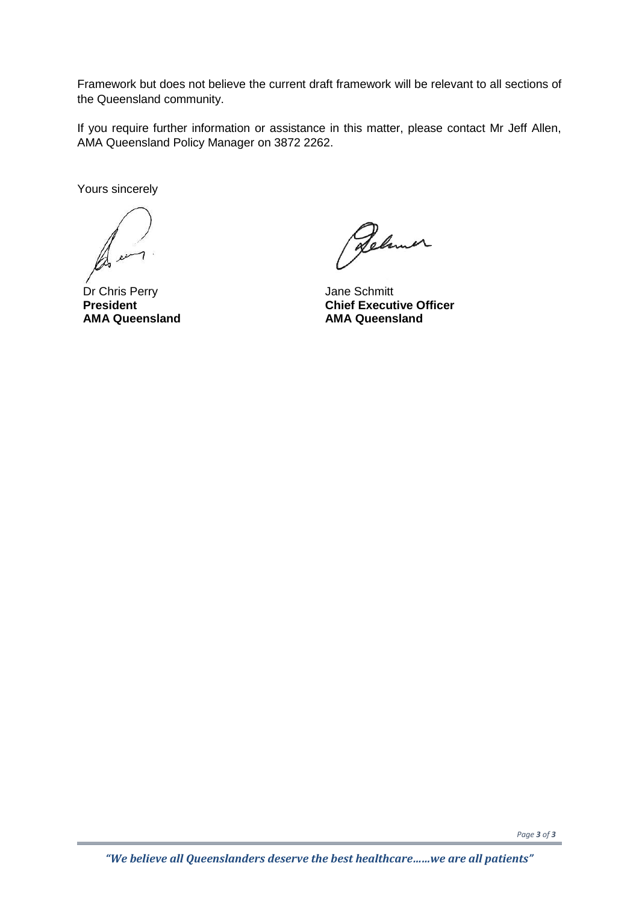Framework but does not believe the current draft framework will be relevant to all sections of the Queensland community.

If you require further information or assistance in this matter, please contact Mr Jeff Allen, AMA Queensland Policy Manager on 3872 2262.

Yours sincerely

Dr Chris Perry
**President**
**AMA Queensland**

Jane Schmitt
**Chief Executive Officer**
**AMA Queensland**

*"We believe all Queenslanders deserve the best healthcare……we are all patients"*